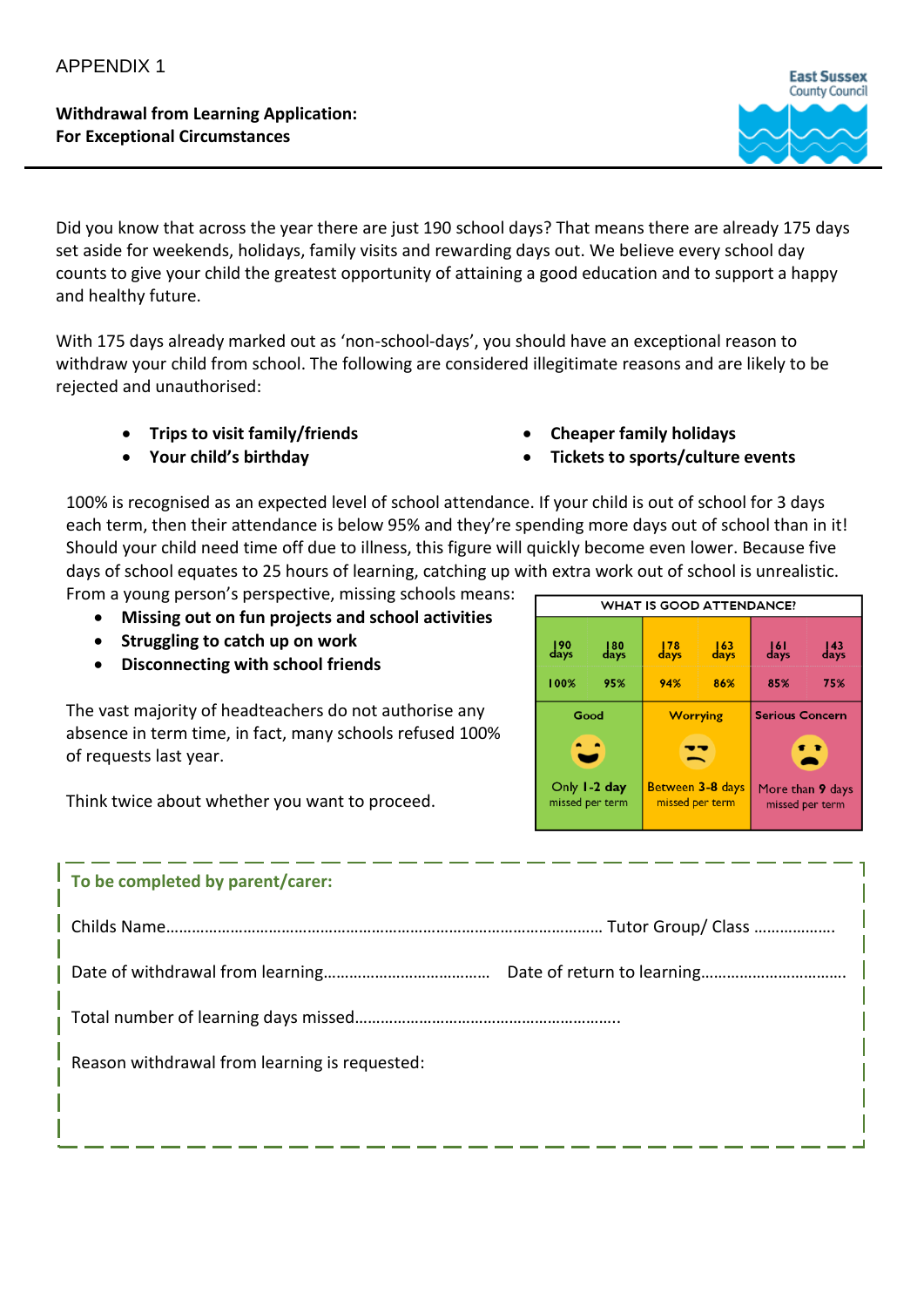APPENDIX 1

**Withdrawal from Learning Application:**
**For Exceptional Circumstances**

East Sussex County Council

Did you know that across the year there are just 190 school days? That means there are already 175 days set aside for weekends, holidays, family visits and rewarding days out. We believe every school day counts to give your child the greatest opportunity of attaining a good education and to support a happy and healthy future.

With 175 days already marked out as 'non-school-days', you should have an exceptional reason to withdraw your child from school. The following are considered illegitimate reasons and are likely to be rejected and unauthorised:

- **Trips to visit family/friends**
- **Your child's birthday**
- **Cheaper family holidays**
- **Tickets to sports/culture events**

100% is recognised as an expected level of school attendance. If your child is out of school for 3 days each term, then their attendance is below 95% and they're spending more days out of school than in it! Should your child need time off due to illness, this figure will quickly become even lower. Because five days of school equates to 25 hours of learning, catching up with extra work out of school is unrealistic. From a young person's perspective, missing schools means:

- **Missing out on fun projects and school activities**
- **Struggling to catch up on work**
- **Disconnecting with school friends**

The vast majority of headteachers do not authorise any absence in term time, in fact, many schools refused 100% of requests last year.

Think twice about whether you want to proceed.

| WHAT IS GOOD ATTENDANCE? | | | | | |
|---|---|---|---|---|---|
| 190 days | 180 days | 178 days | 163 days | 161 days | 143 days |
| 100% | 95% | 94% | 86% | 85% | 75% |
| Good | | Worrying | | Serious Concern | |
| Only 1-2 day missed per term | | Between 3-8 days missed per term | | More than 9 days missed per term | |

**To be completed by parent/carer:**

Childs Name…………………………………………………………………………………………… Tutor Group/ Class ………………

Date of withdrawal from learning………………………………… Date of return to learning……………………………

Total number of learning days missed…………………………………………………..

Reason withdrawal from learning is requested: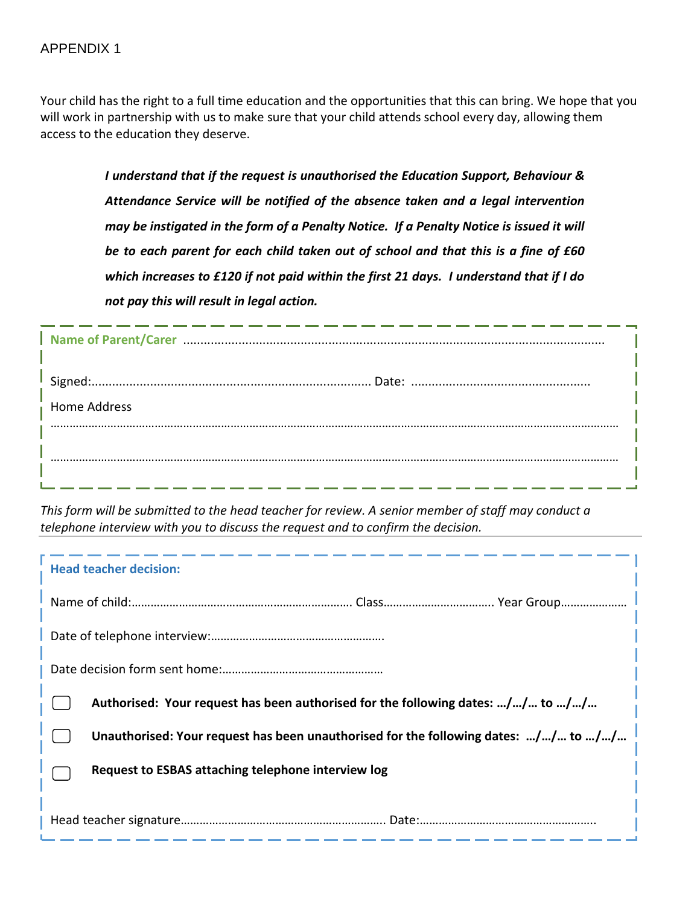APPENDIX 1

Your child has the right to a full time education and the opportunities that this can bring. We hope that you will work in partnership with us to make sure that your child attends school every day, allowing them access to the education they deserve.

***I understand that if the request is unauthorised the Education Support, Behaviour & Attendance Service will be notified of the absence taken and a legal intervention may be instigated in the form of a Penalty Notice. If a Penalty Notice is issued it will be to each parent for each child taken out of school and that this is a fine of £60 which increases to £120 if not paid within the first 21 days. I understand that if I do not pay this will result in legal action.***

**Name of Parent/Carer** ……………………………………………………………………………

Signed:……………………………………………………… Date: ………………………………

Home Address

……………………………………………………………………………………………………

……………………………………………………………………………………………………

*This form will be submitted to the head teacher for review. A senior member of staff may conduct a telephone interview with you to discuss the request and to confirm the decision.*

---

**Head teacher decision:**

Name of child:…………………………………………… Class…………………… Year Group…………

Date of telephone interview:……………………………………

Date decision form sent home:…………………………………

☐ **Authorised: Your request has been authorised for the following dates: …/…/… to …/…/…**

☐ **Unauthorised: Your request has been unauthorised for the following dates: …/…/… to …/…/…**

☐ **Request to ESBAS attaching telephone interview log**

Head teacher signature……………………………………… Date:……………………………………